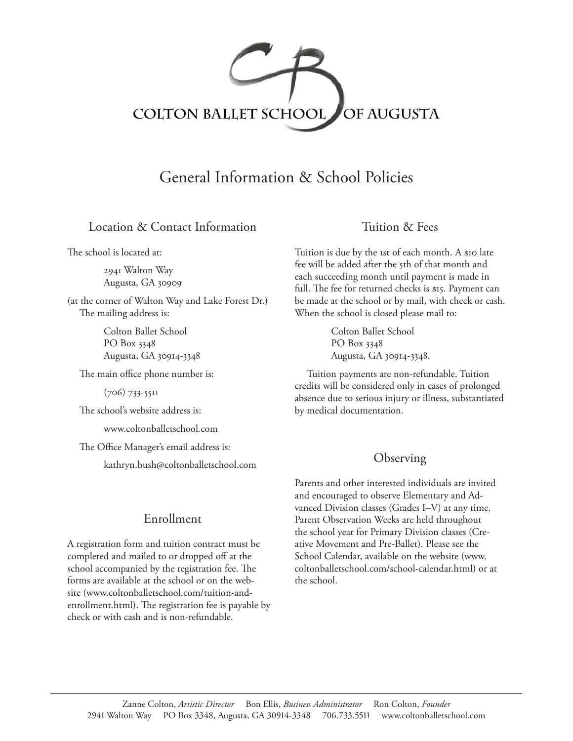# COLTON BALLET SCHOOL OF AUGUSTA

## General Information & School Policies

### Location & Contact Information

The school is located at:

2941 Walton Way
Augusta, GA 30909

(at the corner of Walton Way and Lake Forest Dr.)
The mailing address is:

Colton Ballet School
PO Box 3348
Augusta, GA 30914-3348

The main office phone number is:

(706) 733-5511

The school's website address is:

www.coltonballetschool.com

The Office Manager's email address is:

kathryn.bush@coltonballetschool.com

### Enrollment

A registration form and tuition contract must be completed and mailed to or dropped off at the school accompanied by the registration fee. The forms are available at the school or on the website (www.coltonballetschool.com/tuition-and-enrollment.html). The registration fee is payable by check or with cash and is non-refundable.

### Tuition & Fees

Tuition is due by the 1st of each month. A $10 late fee will be added after the 5th of that month and each succeeding month until payment is made in full. The fee for returned checks is $15. Payment can be made at the school or by mail, with check or cash. When the school is closed please mail to:

Colton Ballet School
PO Box 3348
Augusta, GA 30914-3348.

Tuition payments are non-refundable. Tuition credits will be considered only in cases of prolonged absence due to serious injury or illness, substantiated by medical documentation.

### Observing

Parents and other interested individuals are invited and encouraged to observe Elementary and Advanced Division classes (Grades I–V) at any time. Parent Observation Weeks are held throughout the school year for Primary Division classes (Creative Movement and Pre-Ballet). Please see the School Calendar, available on the website (www.coltonballetschool.com/school-calendar.html) or at the school.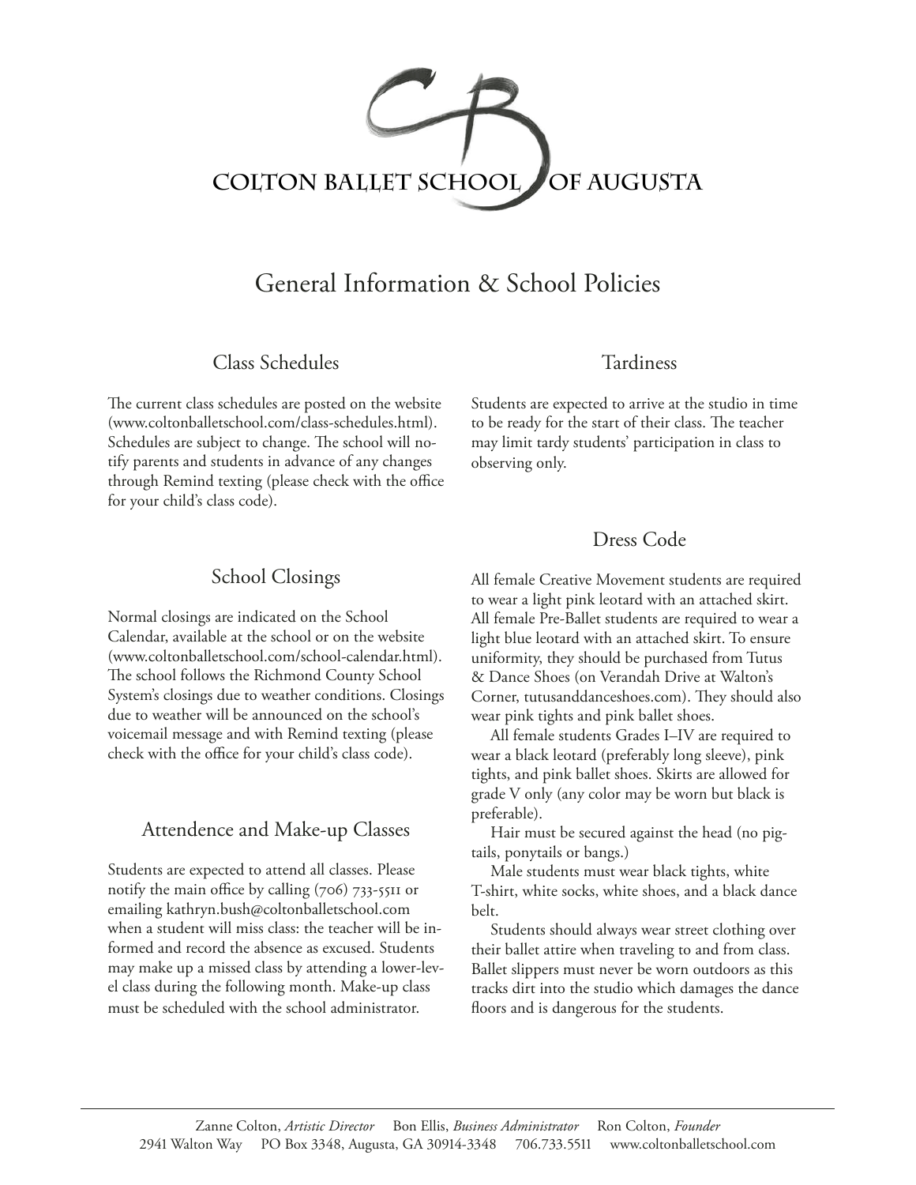# COLTON BALLET SCHOOL OF AUGUSTA

## General Information & School Policies

### Class Schedules

The current class schedules are posted on the website (www.coltonballetschool.com/class-schedules.html). Schedules are subject to change. The school will notify parents and students in advance of any changes through Remind texting (please check with the office for your child's class code).

### School Closings

Normal closings are indicated on the School Calendar, available at the school or on the website (www.coltonballetschool.com/school-calendar.html). The school follows the Richmond County School System's closings due to weather conditions. Closings due to weather will be announced on the school's voicemail message and with Remind texting (please check with the office for your child's class code).

### Attendence and Make-up Classes

Students are expected to attend all classes. Please notify the main office by calling (706) 733-5511 or emailing kathryn.bush@coltonballetschool.com when a student will miss class: the teacher will be informed and record the absence as excused. Students may make up a missed class by attending a lower-level class during the following month. Make-up class must be scheduled with the school administrator.

### Tardiness

Students are expected to arrive at the studio in time to be ready for the start of their class. The teacher may limit tardy students' participation in class to observing only.

### Dress Code

All female Creative Movement students are required to wear a light pink leotard with an attached skirt. All female Pre-Ballet students are required to wear a light blue leotard with an attached skirt. To ensure uniformity, they should be purchased from Tutus & Dance Shoes (on Verandah Drive at Walton's Corner, tutusanddanceshoes.com). They should also wear pink tights and pink ballet shoes.

All female students Grades I–IV are required to wear a black leotard (preferably long sleeve), pink tights, and pink ballet shoes. Skirts are allowed for grade V only (any color may be worn but black is preferable).

Hair must be secured against the head (no pigtails, ponytails or bangs.)

Male students must wear black tights, white T-shirt, white socks, white shoes, and a black dance belt.

Students should always wear street clothing over their ballet attire when traveling to and from class. Ballet slippers must never be worn outdoors as this tracks dirt into the studio which damages the dance floors and is dangerous for the students.

Zanne Colton, *Artistic Director* Bon Ellis, *Business Administrator* Ron Colton, *Founder*
2941 Walton Way PO Box 3348, Augusta, GA 30914-3348 706.733.5511 www.coltonballetschool.com